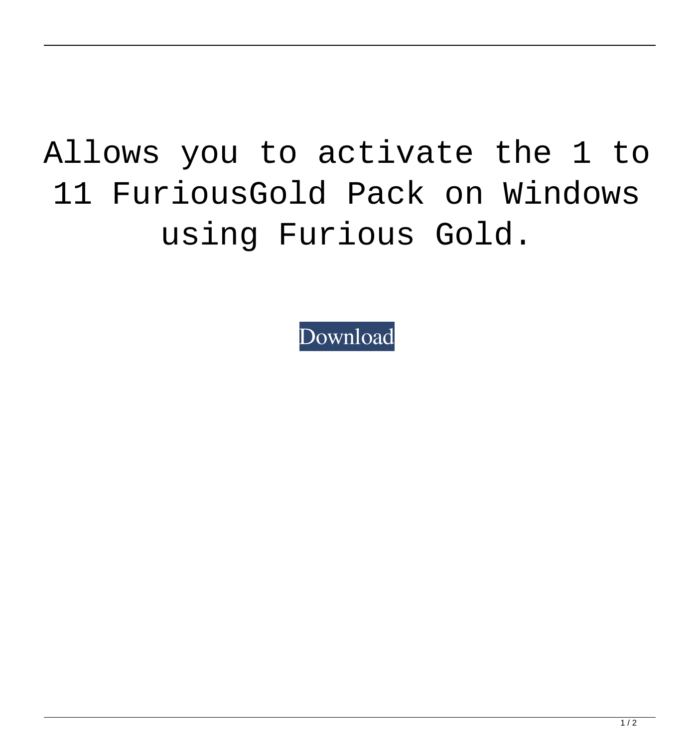Allows you to activate the 1 to 11 FuriousGold Pack on Windows using Furious Gold.

Download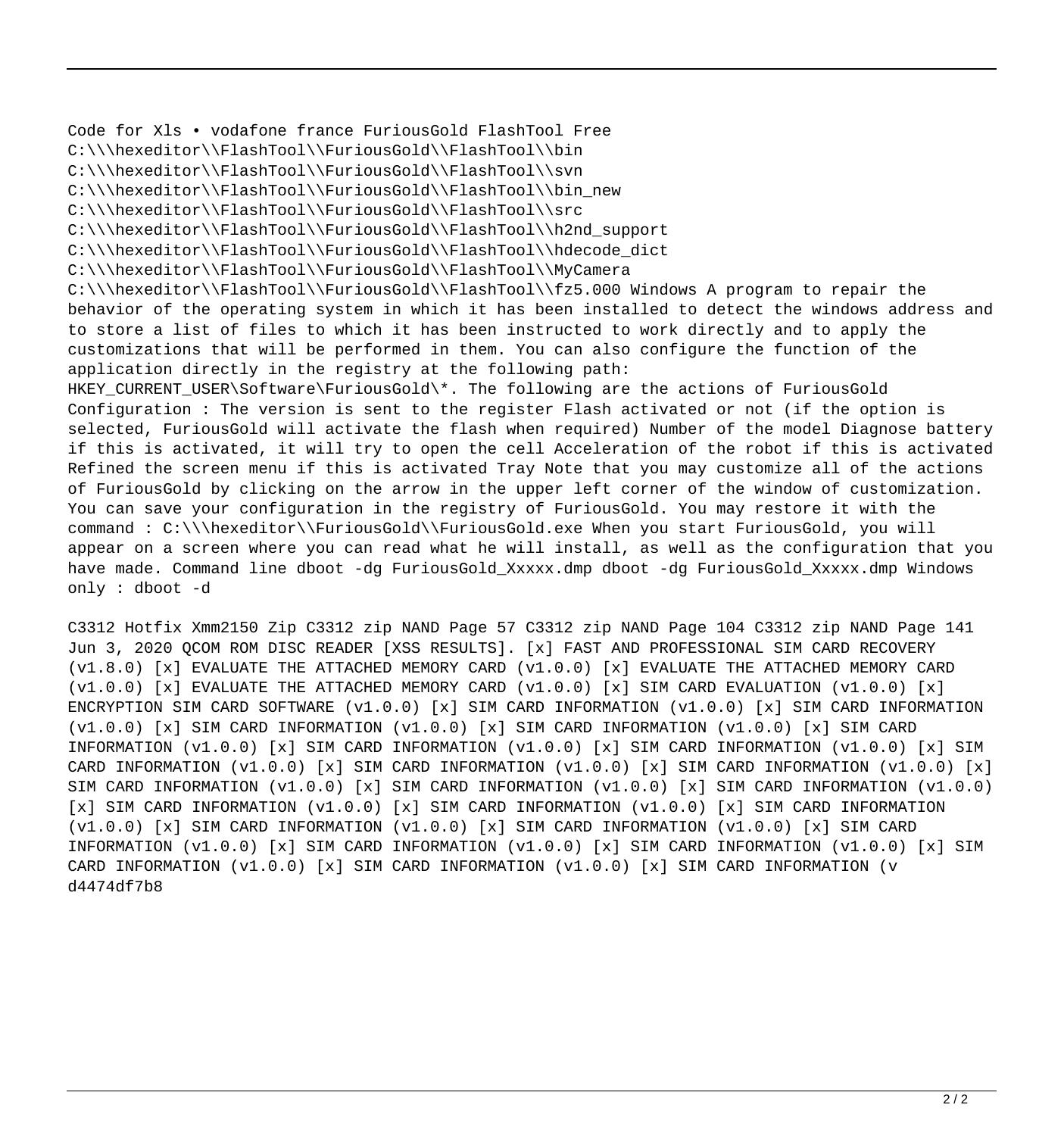Code for Xls • vodafone france FuriousGold FlashTool Free
C:\\\hexeditor\\FlashTool\\FuriousGold\\FlashTool\\bin
C:\\\hexeditor\\FlashTool\\FuriousGold\\FlashTool\\svn
C:\\\hexeditor\\FlashTool\\FuriousGold\\FlashTool\\bin_new
C:\\\hexeditor\\FlashTool\\FuriousGold\\FlashTool\\src
C:\\\hexeditor\\FlashTool\\FuriousGold\\FlashTool\\h2nd_support
C:\\\hexeditor\\FlashTool\\FuriousGold\\FlashTool\\hdecode_dict
C:\\\hexeditor\\FlashTool\\FuriousGold\\FlashTool\\MyCamera
C:\\\hexeditor\\FlashTool\\FuriousGold\\FlashTool\\fz5.000 Windows A program to repair the behavior of the operating system in which it has been installed to detect the windows address and to store a list of files to which it has been instructed to work directly and to apply the customizations that will be performed in them. You can also configure the function of the application directly in the registry at the following path: HKEY_CURRENT_USER\Software\FuriousGold\*. The following are the actions of FuriousGold Configuration : The version is sent to the register Flash activated or not (if the option is selected, FuriousGold will activate the flash when required) Number of the model Diagnose battery if this is activated, it will try to open the cell Acceleration of the robot if this is activated Refined the screen menu if this is activated Tray Note that you may customize all of the actions of FuriousGold by clicking on the arrow in the upper left corner of the window of customization. You can save your configuration in the registry of FuriousGold. You may restore it with the command : C:\\\hexeditor\\FuriousGold\\FuriousGold.exe When you start FuriousGold, you will appear on a screen where you can read what he will install, as well as the configuration that you have made. Command line dboot -dg FuriousGold_Xxxxx.dmp dboot -dg FuriousGold_Xxxxx.dmp Windows only : dboot -d

C3312 Hotfix Xmm2150 Zip C3312 zip NAND Page 57 C3312 zip NAND Page 104 C3312 zip NAND Page 141 Jun 3, 2020 QCOM ROM DISC READER [XSS RESULTS]. [x] FAST AND PROFESSIONAL SIM CARD RECOVERY (v1.8.0) [x] EVALUATE THE ATTACHED MEMORY CARD (v1.0.0) [x] EVALUATE THE ATTACHED MEMORY CARD (v1.0.0) [x] EVALUATE THE ATTACHED MEMORY CARD (v1.0.0) [x] SIM CARD EVALUATION (v1.0.0) [x] ENCRYPTION SIM CARD SOFTWARE (v1.0.0) [x] SIM CARD INFORMATION (v1.0.0) [x] SIM CARD INFORMATION (v1.0.0) [x] SIM CARD INFORMATION (v1.0.0) [x] SIM CARD INFORMATION (v1.0.0) [x] SIM CARD INFORMATION (v1.0.0) [x] SIM CARD INFORMATION (v1.0.0) [x] SIM CARD INFORMATION (v1.0.0) [x] SIM CARD INFORMATION (v1.0.0) [x] SIM CARD INFORMATION (v1.0.0) [x] SIM CARD INFORMATION (v1.0.0) [x] SIM CARD INFORMATION (v1.0.0) [x] SIM CARD INFORMATION (v1.0.0) [x] SIM CARD INFORMATION (v1.0.0) [x] SIM CARD INFORMATION (v1.0.0) [x] SIM CARD INFORMATION (v1.0.0) [x] SIM CARD INFORMATION (v1.0.0) [x] SIM CARD INFORMATION (v1.0.0) [x] SIM CARD INFORMATION (v1.0.0) [x] SIM CARD INFORMATION (v1.0.0) [x] SIM CARD INFORMATION (v1.0.0) [x] SIM CARD INFORMATION (v1.0.0) [x] SIM CARD INFORMATION (v1.0.0) [x] SIM CARD INFORMATION (v
d4474df7b8